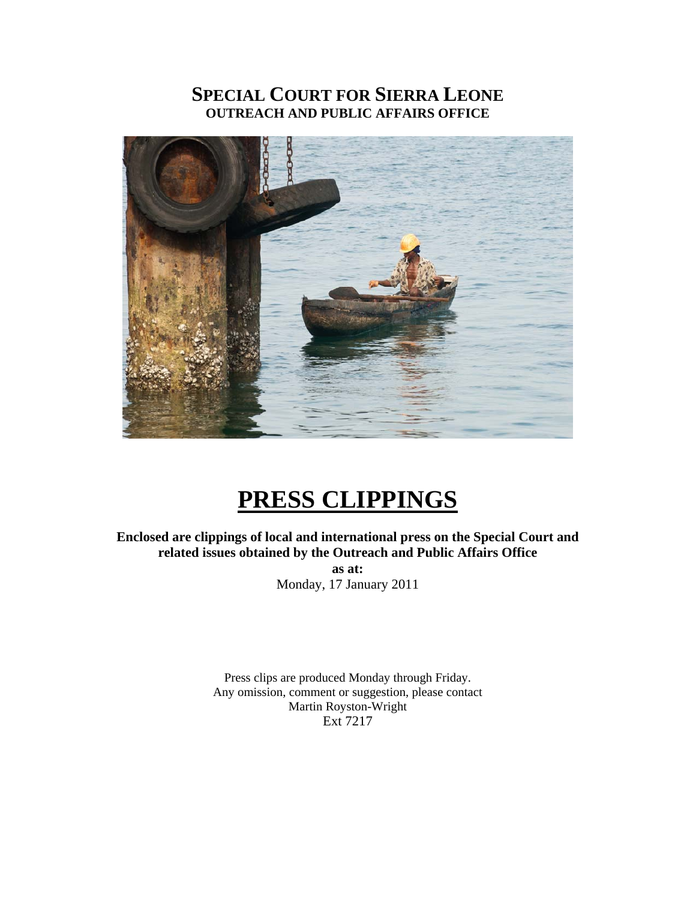# SPECIAL COURT FOR SIERRA LEONE
## OUTREACH AND PUBLIC AFFAIRS OFFICE

# PRESS CLIPPINGS

**Enclosed are clippings of local and international press on the Special Court and related issues obtained by the Outreach and Public Affairs Office**

**as at:**

Monday, 17 January 2011

Press clips are produced Monday through Friday.
Any omission, comment or suggestion, please contact
Martin Royston-Wright
Ext 7217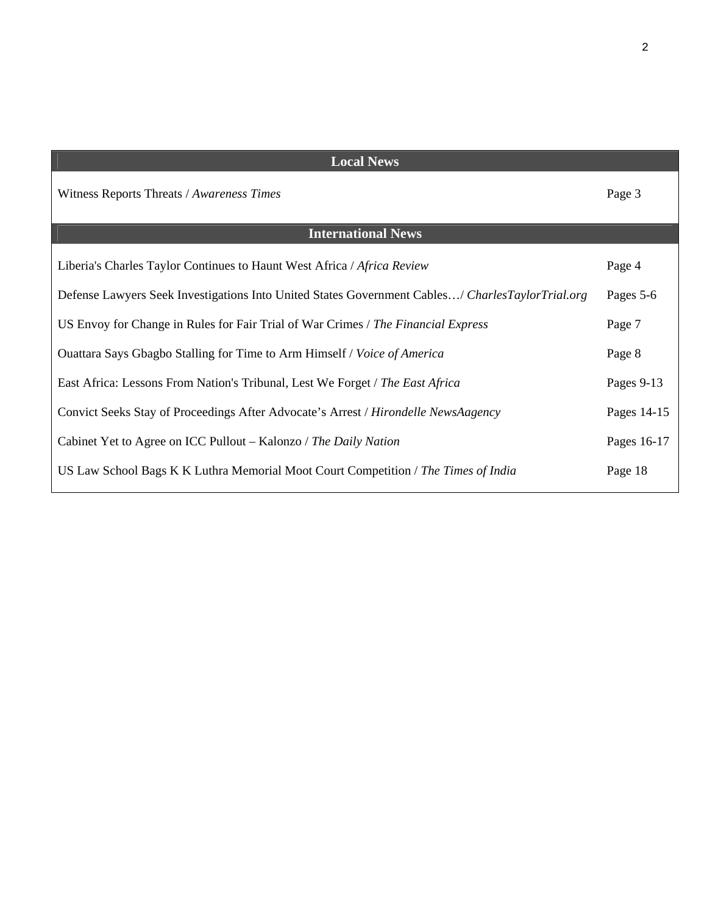| Local News | |
| --- | --- |
| Witness Reports Threats / *Awareness Times* | Page 3 |
| **International News** | |
| Liberia's Charles Taylor Continues to Haunt West Africa / *Africa Review* | Page 4 |
| Defense Lawyers Seek Investigations Into United States Government Cables…/ *CharlesTaylorTrial.org* | Pages 5-6 |
| US Envoy for Change in Rules for Fair Trial of War Crimes / *The Financial Express* | Page 7 |
| Ouattara Says Gbagbo Stalling for Time to Arm Himself / *Voice of America* | Page 8 |
| East Africa: Lessons From Nation's Tribunal, Lest We Forget / *The East Africa* | Pages 9-13 |
| Convict Seeks Stay of Proceedings After Advocate’s Arrest / *Hirondelle NewsAagency* | Pages 14-15 |
| Cabinet Yet to Agree on ICC Pullout – Kalonzo / *The Daily Nation* | Pages 16-17 |
| US Law School Bags K K Luthra Memorial Moot Court Competition / *The Times of India* | Page 18 |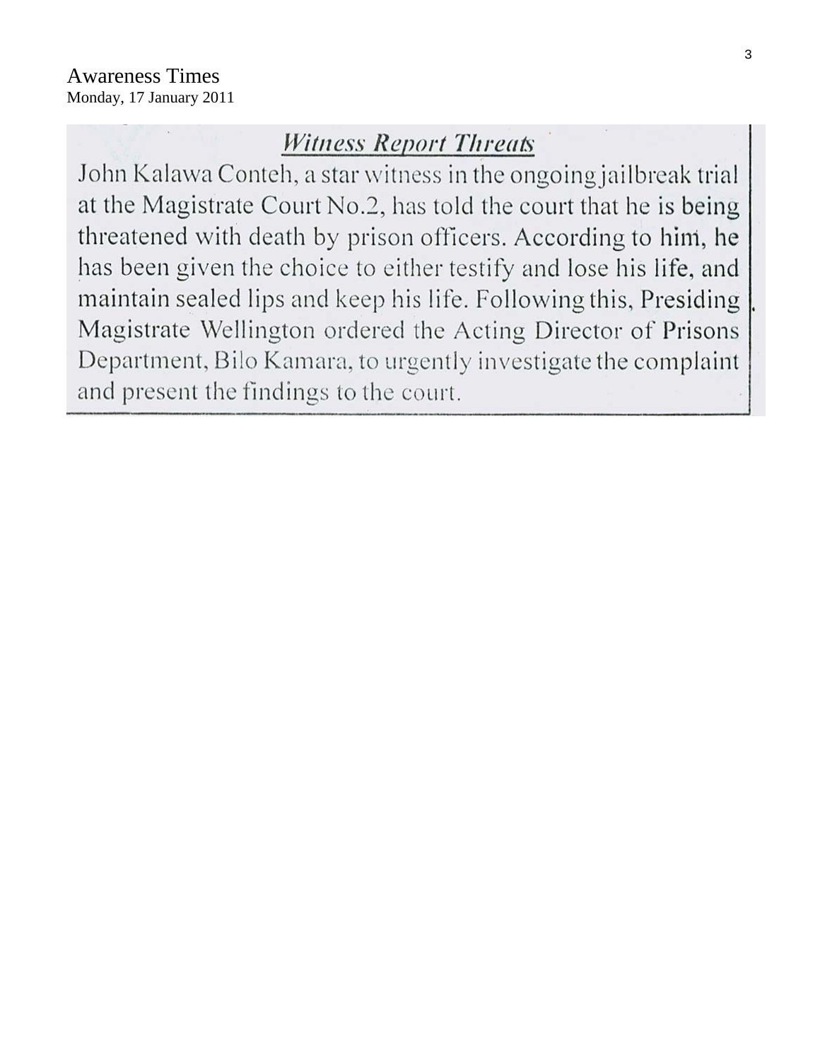Awareness Times
Monday, 17 January 2011

## *Witness Report Threats*

John Kalawa Conteh, a star witness in the ongoing jailbreak trial at the Magistrate Court No.2, has told the court that he is being threatened with death by prison officers. According to him, he has been given the choice to either testify and lose his life, and maintain sealed lips and keep his life. Following this, Presiding Magistrate Wellington ordered the Acting Director of Prisons Department, Bilo Kamara, to urgently investigate the complaint and present the findings to the court.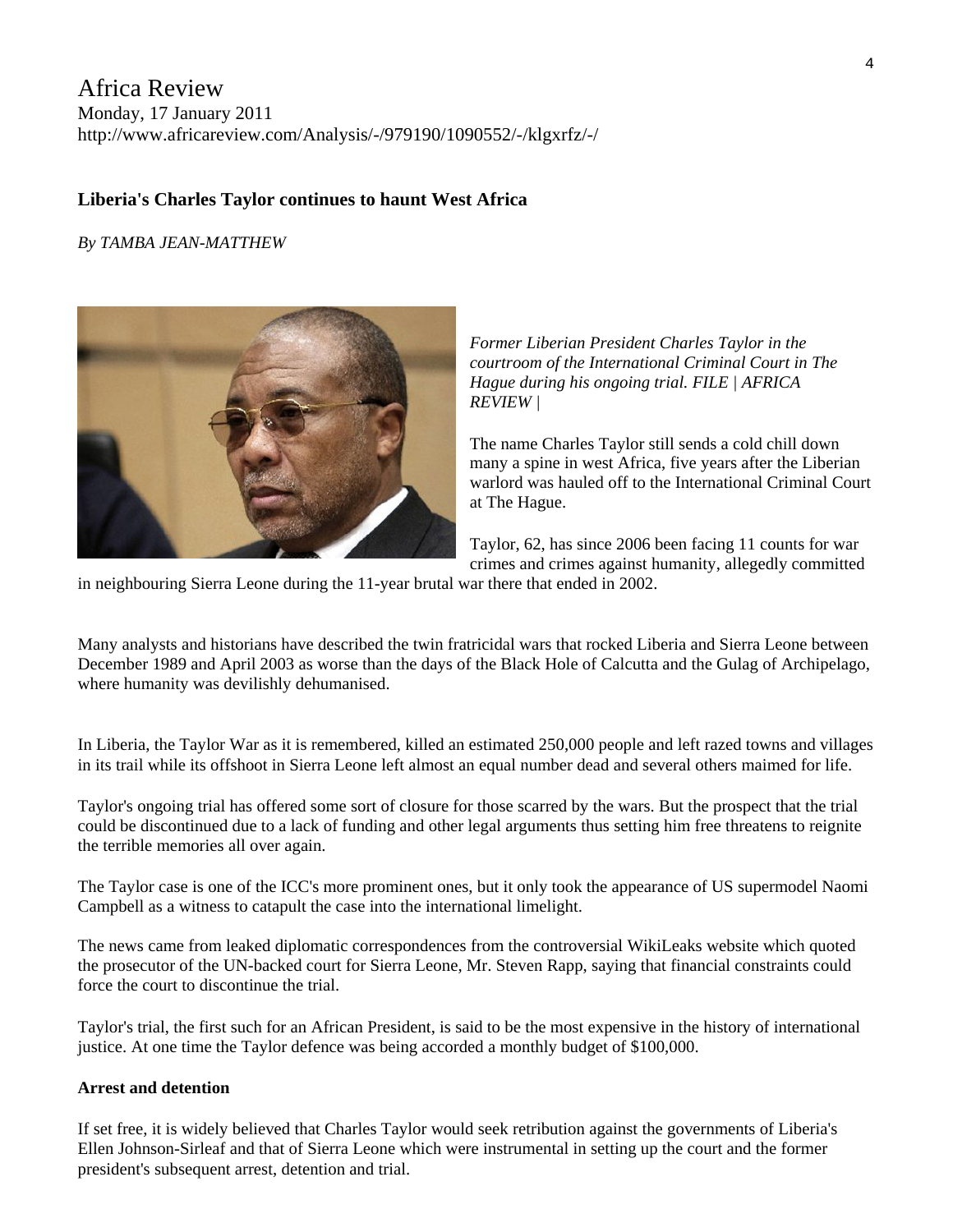# Africa Review

Monday, 17 January 2011
http://www.africareview.com/Analysis/-/979190/1090552/-/klgxrfz/-/

## Liberia's Charles Taylor continues to haunt West Africa

*By TAMBA JEAN-MATTHEW*

*Former Liberian President Charles Taylor in the courtroom of the International Criminal Court in The Hague during his ongoing trial. FILE | AFRICA REVIEW |*

The name Charles Taylor still sends a cold chill down many a spine in west Africa, five years after the Liberian warlord was hauled off to the International Criminal Court at The Hague.

Taylor, 62, has since 2006 been facing 11 counts for war crimes and crimes against humanity, allegedly committed in neighbouring Sierra Leone during the 11-year brutal war there that ended in 2002.

Many analysts and historians have described the twin fratricidal wars that rocked Liberia and Sierra Leone between December 1989 and April 2003 as worse than the days of the Black Hole of Calcutta and the Gulag of Archipelago, where humanity was devilishly dehumanised.

In Liberia, the Taylor War as it is remembered, killed an estimated 250,000 people and left razed towns and villages in its trail while its offshoot in Sierra Leone left almost an equal number dead and several others maimed for life.

Taylor's ongoing trial has offered some sort of closure for those scarred by the wars. But the prospect that the trial could be discontinued due to a lack of funding and other legal arguments thus setting him free threatens to reignite the terrible memories all over again.

The Taylor case is one of the ICC's more prominent ones, but it only took the appearance of US supermodel Naomi Campbell as a witness to catapult the case into the international limelight.

The news came from leaked diplomatic correspondences from the controversial WikiLeaks website which quoted the prosecutor of the UN-backed court for Sierra Leone, Mr. Steven Rapp, saying that financial constraints could force the court to discontinue the trial.

Taylor's trial, the first such for an African President, is said to be the most expensive in the history of international justice. At one time the Taylor defence was being accorded a monthly budget of $100,000.

### Arrest and detention

If set free, it is widely believed that Charles Taylor would seek retribution against the governments of Liberia's Ellen Johnson-Sirleaf and that of Sierra Leone which were instrumental in setting up the court and the former president's subsequent arrest, detention and trial.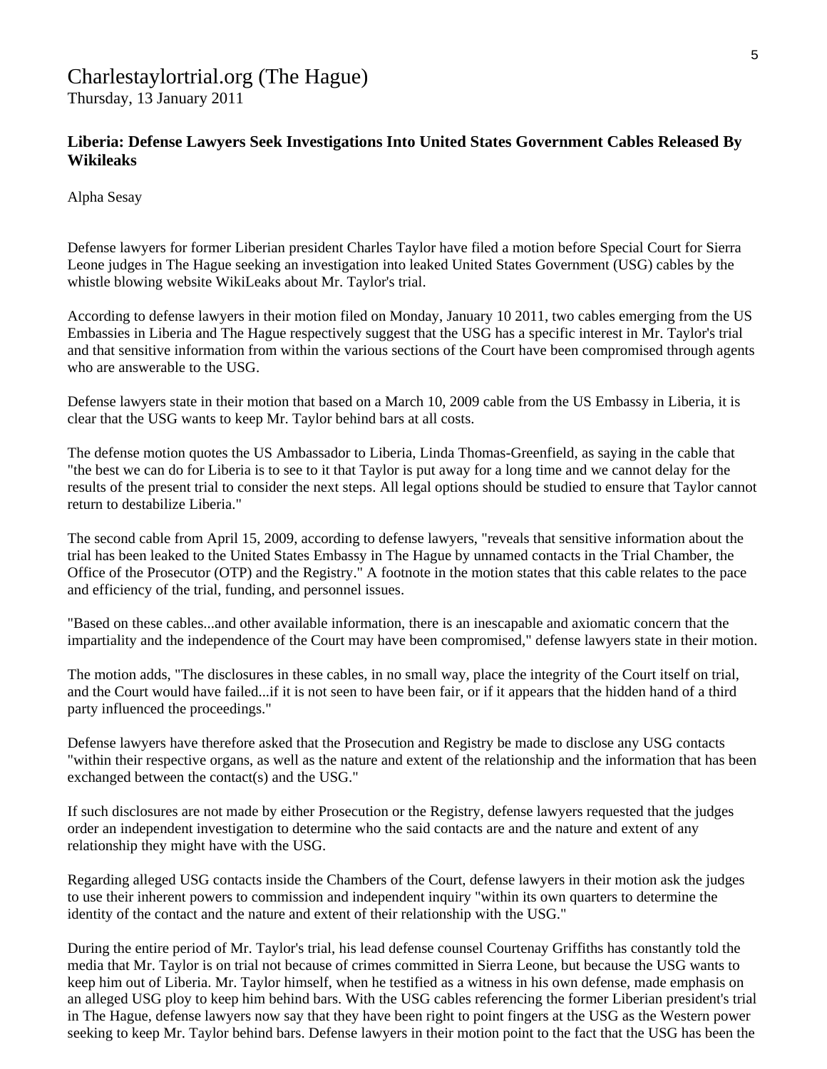Charlestaylortrial.org (The Hague)
Thursday, 13 January 2011

**Liberia: Defense Lawyers Seek Investigations Into United States Government Cables Released By Wikileaks**

Alpha Sesay

Defense lawyers for former Liberian president Charles Taylor have filed a motion before Special Court for Sierra Leone judges in The Hague seeking an investigation into leaked United States Government (USG) cables by the whistle blowing website WikiLeaks about Mr. Taylor's trial.

According to defense lawyers in their motion filed on Monday, January 10 2011, two cables emerging from the US Embassies in Liberia and The Hague respectively suggest that the USG has a specific interest in Mr. Taylor's trial and that sensitive information from within the various sections of the Court have been compromised through agents who are answerable to the USG.

Defense lawyers state in their motion that based on a March 10, 2009 cable from the US Embassy in Liberia, it is clear that the USG wants to keep Mr. Taylor behind bars at all costs.

The defense motion quotes the US Ambassador to Liberia, Linda Thomas-Greenfield, as saying in the cable that "the best we can do for Liberia is to see to it that Taylor is put away for a long time and we cannot delay for the results of the present trial to consider the next steps. All legal options should be studied to ensure that Taylor cannot return to destabilize Liberia."

The second cable from April 15, 2009, according to defense lawyers, "reveals that sensitive information about the trial has been leaked to the United States Embassy in The Hague by unnamed contacts in the Trial Chamber, the Office of the Prosecutor (OTP) and the Registry." A footnote in the motion states that this cable relates to the pace and efficiency of the trial, funding, and personnel issues.

"Based on these cables...and other available information, there is an inescapable and axiomatic concern that the impartiality and the independence of the Court may have been compromised," defense lawyers state in their motion.

The motion adds, "The disclosures in these cables, in no small way, place the integrity of the Court itself on trial, and the Court would have failed...if it is not seen to have been fair, or if it appears that the hidden hand of a third party influenced the proceedings."

Defense lawyers have therefore asked that the Prosecution and Registry be made to disclose any USG contacts "within their respective organs, as well as the nature and extent of the relationship and the information that has been exchanged between the contact(s) and the USG."

If such disclosures are not made by either Prosecution or the Registry, defense lawyers requested that the judges order an independent investigation to determine who the said contacts are and the nature and extent of any relationship they might have with the USG.

Regarding alleged USG contacts inside the Chambers of the Court, defense lawyers in their motion ask the judges to use their inherent powers to commission and independent inquiry "within its own quarters to determine the identity of the contact and the nature and extent of their relationship with the USG."

During the entire period of Mr. Taylor's trial, his lead defense counsel Courtenay Griffiths has constantly told the media that Mr. Taylor is on trial not because of crimes committed in Sierra Leone, but because the USG wants to keep him out of Liberia. Mr. Taylor himself, when he testified as a witness in his own defense, made emphasis on an alleged USG ploy to keep him behind bars. With the USG cables referencing the former Liberian president's trial in The Hague, defense lawyers now say that they have been right to point fingers at the USG as the Western power seeking to keep Mr. Taylor behind bars. Defense lawyers in their motion point to the fact that the USG has been the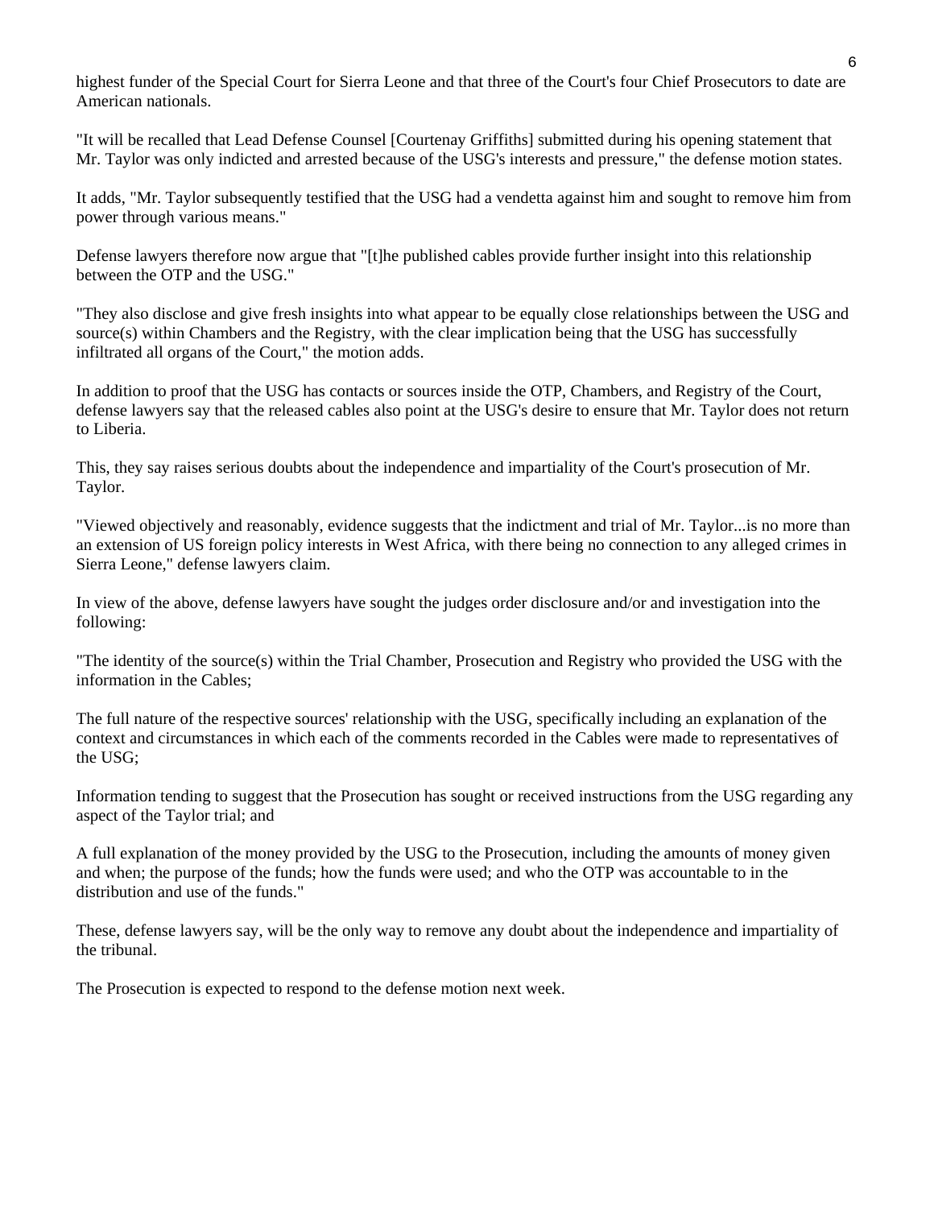highest funder of the Special Court for Sierra Leone and that three of the Court's four Chief Prosecutors to date are American nationals.

"It will be recalled that Lead Defense Counsel [Courtenay Griffiths] submitted during his opening statement that Mr. Taylor was only indicted and arrested because of the USG's interests and pressure," the defense motion states.

It adds, "Mr. Taylor subsequently testified that the USG had a vendetta against him and sought to remove him from power through various means."

Defense lawyers therefore now argue that "[t]he published cables provide further insight into this relationship between the OTP and the USG."

"They also disclose and give fresh insights into what appear to be equally close relationships between the USG and source(s) within Chambers and the Registry, with the clear implication being that the USG has successfully infiltrated all organs of the Court," the motion adds.

In addition to proof that the USG has contacts or sources inside the OTP, Chambers, and Registry of the Court, defense lawyers say that the released cables also point at the USG's desire to ensure that Mr. Taylor does not return to Liberia.

This, they say raises serious doubts about the independence and impartiality of the Court's prosecution of Mr. Taylor.

"Viewed objectively and reasonably, evidence suggests that the indictment and trial of Mr. Taylor...is no more than an extension of US foreign policy interests in West Africa, with there being no connection to any alleged crimes in Sierra Leone," defense lawyers claim.

In view of the above, defense lawyers have sought the judges order disclosure and/or and investigation into the following:

"The identity of the source(s) within the Trial Chamber, Prosecution and Registry who provided the USG with the information in the Cables;

The full nature of the respective sources' relationship with the USG, specifically including an explanation of the context and circumstances in which each of the comments recorded in the Cables were made to representatives of the USG;

Information tending to suggest that the Prosecution has sought or received instructions from the USG regarding any aspect of the Taylor trial; and

A full explanation of the money provided by the USG to the Prosecution, including the amounts of money given and when; the purpose of the funds; how the funds were used; and who the OTP was accountable to in the distribution and use of the funds."

These, defense lawyers say, will be the only way to remove any doubt about the independence and impartiality of the tribunal.

The Prosecution is expected to respond to the defense motion next week.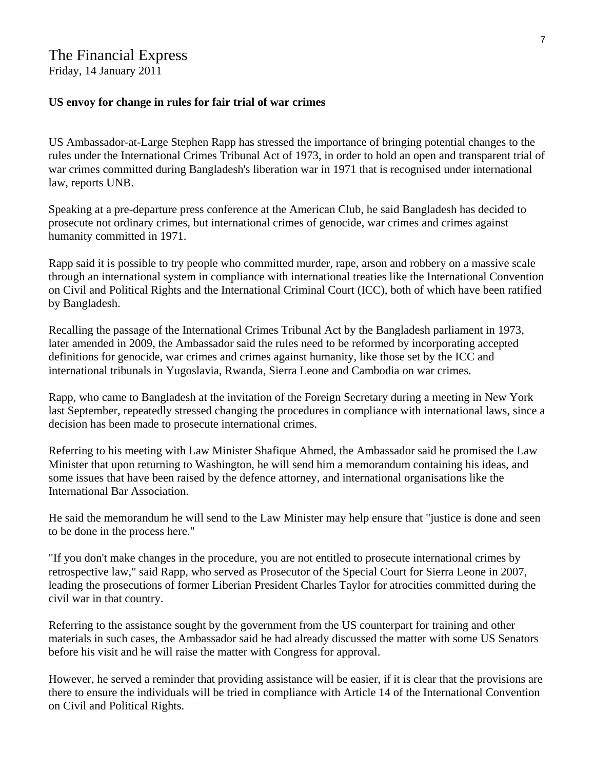The Financial Express
Friday, 14 January 2011

**US envoy for change in rules for fair trial of war crimes**

US Ambassador-at-Large Stephen Rapp has stressed the importance of bringing potential changes to the rules under the International Crimes Tribunal Act of 1973, in order to hold an open and transparent trial of war crimes committed during Bangladesh's liberation war in 1971 that is recognised under international law, reports UNB.

Speaking at a pre-departure press conference at the American Club, he said Bangladesh has decided to prosecute not ordinary crimes, but international crimes of genocide, war crimes and crimes against humanity committed in 1971.

Rapp said it is possible to try people who committed murder, rape, arson and robbery on a massive scale through an international system in compliance with international treaties like the International Convention on Civil and Political Rights and the International Criminal Court (ICC), both of which have been ratified by Bangladesh.

Recalling the passage of the International Crimes Tribunal Act by the Bangladesh parliament in 1973, later amended in 2009, the Ambassador said the rules need to be reformed by incorporating accepted definitions for genocide, war crimes and crimes against humanity, like those set by the ICC and international tribunals in Yugoslavia, Rwanda, Sierra Leone and Cambodia on war crimes.

Rapp, who came to Bangladesh at the invitation of the Foreign Secretary during a meeting in New York last September, repeatedly stressed changing the procedures in compliance with international laws, since a decision has been made to prosecute international crimes.

Referring to his meeting with Law Minister Shafique Ahmed, the Ambassador said he promised the Law Minister that upon returning to Washington, he will send him a memorandum containing his ideas, and some issues that have been raised by the defence attorney, and international organisations like the International Bar Association.

He said the memorandum he will send to the Law Minister may help ensure that "justice is done and seen to be done in the process here."

"If you don't make changes in the procedure, you are not entitled to prosecute international crimes by retrospective law," said Rapp, who served as Prosecutor of the Special Court for Sierra Leone in 2007, leading the prosecutions of former Liberian President Charles Taylor for atrocities committed during the civil war in that country.

Referring to the assistance sought by the government from the US counterpart for training and other materials in such cases, the Ambassador said he had already discussed the matter with some US Senators before his visit and he will raise the matter with Congress for approval.

However, he served a reminder that providing assistance will be easier, if it is clear that the provisions are there to ensure the individuals will be tried in compliance with Article 14 of the International Convention on Civil and Political Rights.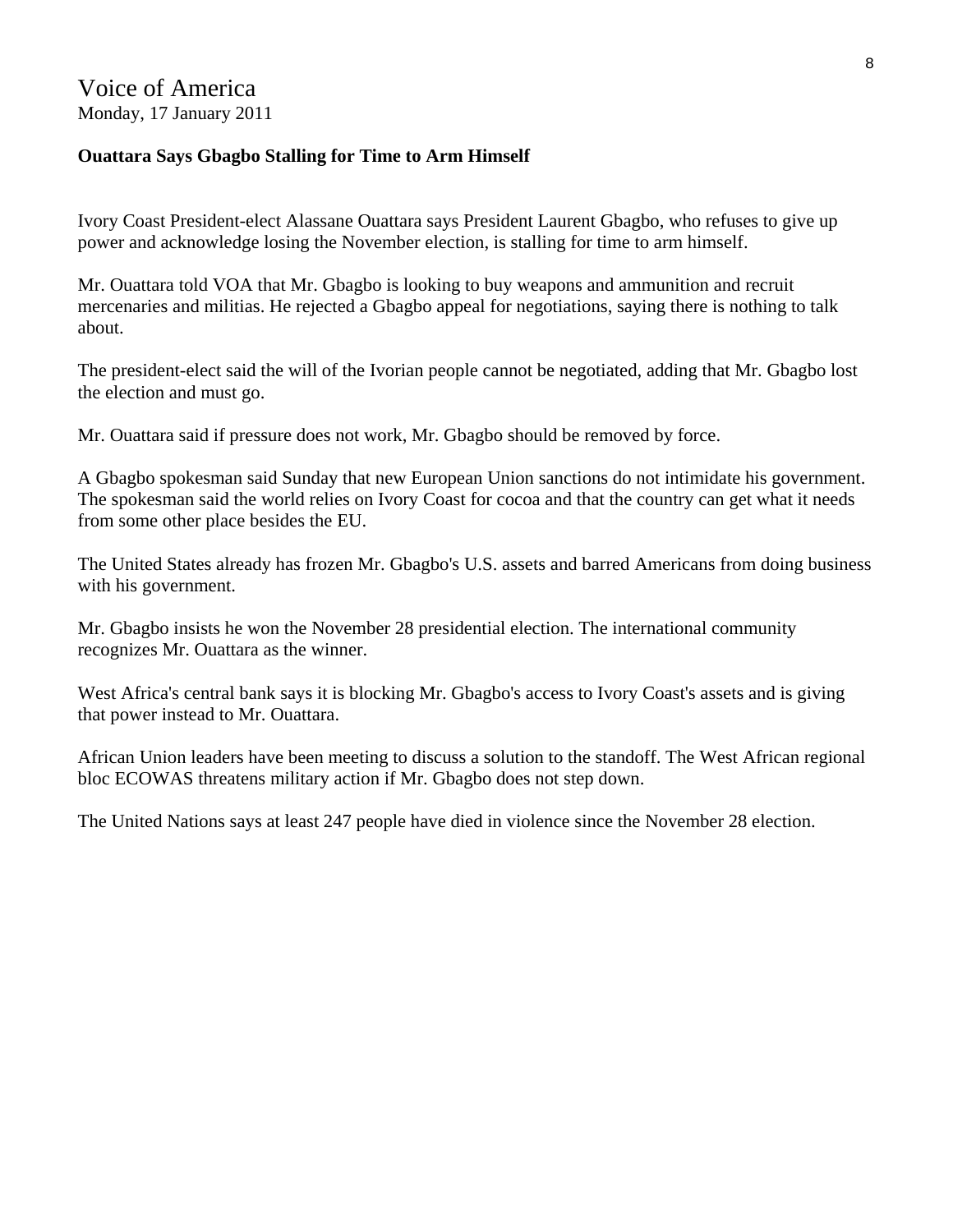Voice of America
Monday, 17 January 2011

**Ouattara Says Gbagbo Stalling for Time to Arm Himself**

Ivory Coast President-elect Alassane Ouattara says President Laurent Gbagbo, who refuses to give up power and acknowledge losing the November election, is stalling for time to arm himself.

Mr. Ouattara told VOA that Mr. Gbagbo is looking to buy weapons and ammunition and recruit mercenaries and militias. He rejected a Gbagbo appeal for negotiations, saying there is nothing to talk about.

The president-elect said the will of the Ivorian people cannot be negotiated, adding that Mr. Gbagbo lost the election and must go.

Mr. Ouattara said if pressure does not work, Mr. Gbagbo should be removed by force.

A Gbagbo spokesman said Sunday that new European Union sanctions do not intimidate his government. The spokesman said the world relies on Ivory Coast for cocoa and that the country can get what it needs from some other place besides the EU.

The United States already has frozen Mr. Gbagbo's U.S. assets and barred Americans from doing business with his government.

Mr. Gbagbo insists he won the November 28 presidential election. The international community recognizes Mr. Ouattara as the winner.

West Africa's central bank says it is blocking Mr. Gbagbo's access to Ivory Coast's assets and is giving that power instead to Mr. Ouattara.

African Union leaders have been meeting to discuss a solution to the standoff. The West African regional bloc ECOWAS threatens military action if Mr. Gbagbo does not step down.

The United Nations says at least 247 people have died in violence since the November 28 election.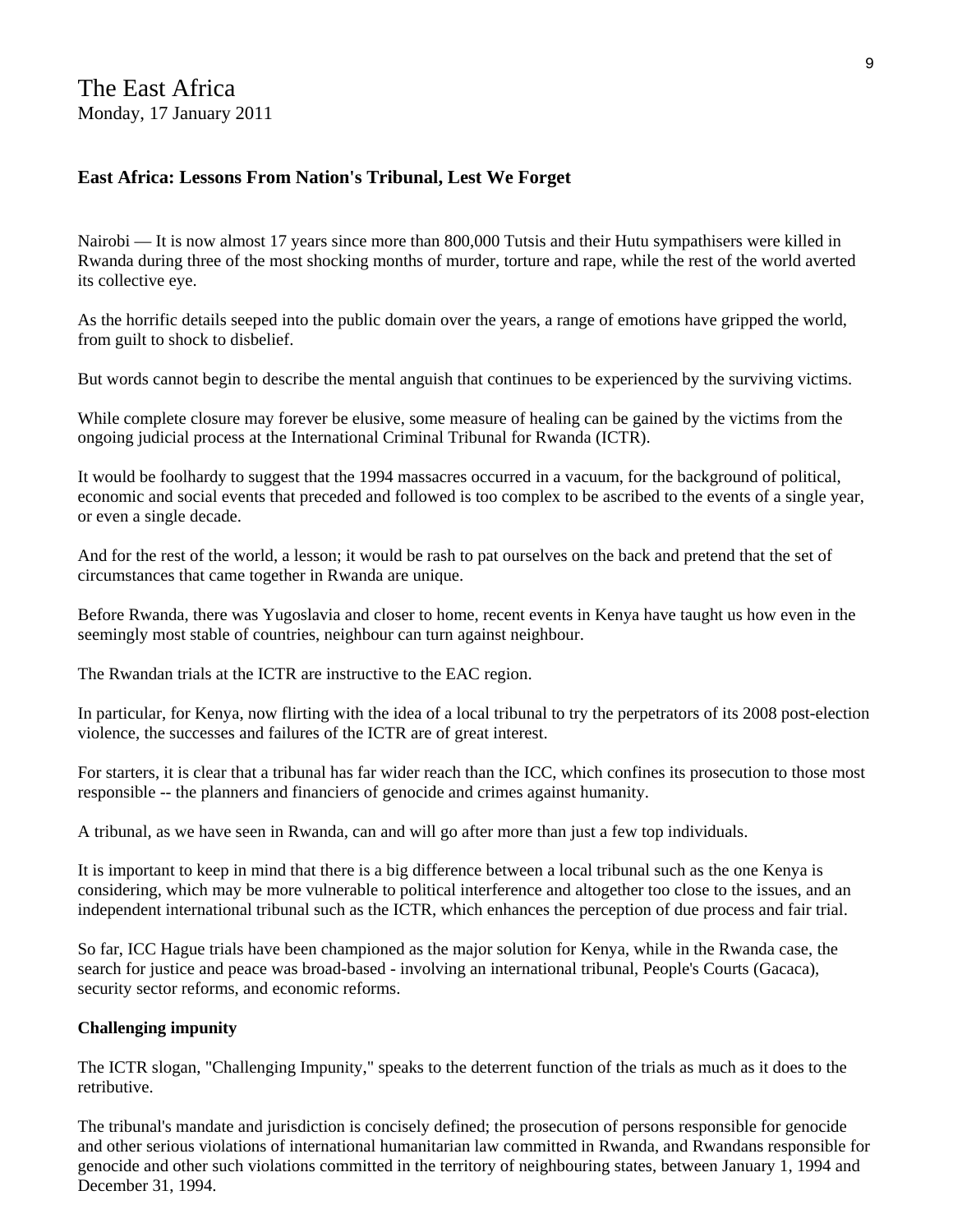The East Africa
Monday, 17 January 2011

### East Africa: Lessons From Nation's Tribunal, Lest We Forget

Nairobi — It is now almost 17 years since more than 800,000 Tutsis and their Hutu sympathisers were killed in Rwanda during three of the most shocking months of murder, torture and rape, while the rest of the world averted its collective eye.

As the horrific details seeped into the public domain over the years, a range of emotions have gripped the world, from guilt to shock to disbelief.

But words cannot begin to describe the mental anguish that continues to be experienced by the surviving victims.

While complete closure may forever be elusive, some measure of healing can be gained by the victims from the ongoing judicial process at the International Criminal Tribunal for Rwanda (ICTR).

It would be foolhardy to suggest that the 1994 massacres occurred in a vacuum, for the background of political, economic and social events that preceded and followed is too complex to be ascribed to the events of a single year, or even a single decade.

And for the rest of the world, a lesson; it would be rash to pat ourselves on the back and pretend that the set of circumstances that came together in Rwanda are unique.

Before Rwanda, there was Yugoslavia and closer to home, recent events in Kenya have taught us how even in the seemingly most stable of countries, neighbour can turn against neighbour.

The Rwandan trials at the ICTR are instructive to the EAC region.

In particular, for Kenya, now flirting with the idea of a local tribunal to try the perpetrators of its 2008 post-election violence, the successes and failures of the ICTR are of great interest.

For starters, it is clear that a tribunal has far wider reach than the ICC, which confines its prosecution to those most responsible -- the planners and financiers of genocide and crimes against humanity.

A tribunal, as we have seen in Rwanda, can and will go after more than just a few top individuals.

It is important to keep in mind that there is a big difference between a local tribunal such as the one Kenya is considering, which may be more vulnerable to political interference and altogether too close to the issues, and an independent international tribunal such as the ICTR, which enhances the perception of due process and fair trial.

So far, ICC Hague trials have been championed as the major solution for Kenya, while in the Rwanda case, the search for justice and peace was broad-based - involving an international tribunal, People's Courts (Gacaca), security sector reforms, and economic reforms.

**Challenging impunity**

The ICTR slogan, "Challenging Impunity," speaks to the deterrent function of the trials as much as it does to the retributive.

The tribunal's mandate and jurisdiction is concisely defined; the prosecution of persons responsible for genocide and other serious violations of international humanitarian law committed in Rwanda, and Rwandans responsible for genocide and other such violations committed in the territory of neighbouring states, between January 1, 1994 and December 31, 1994.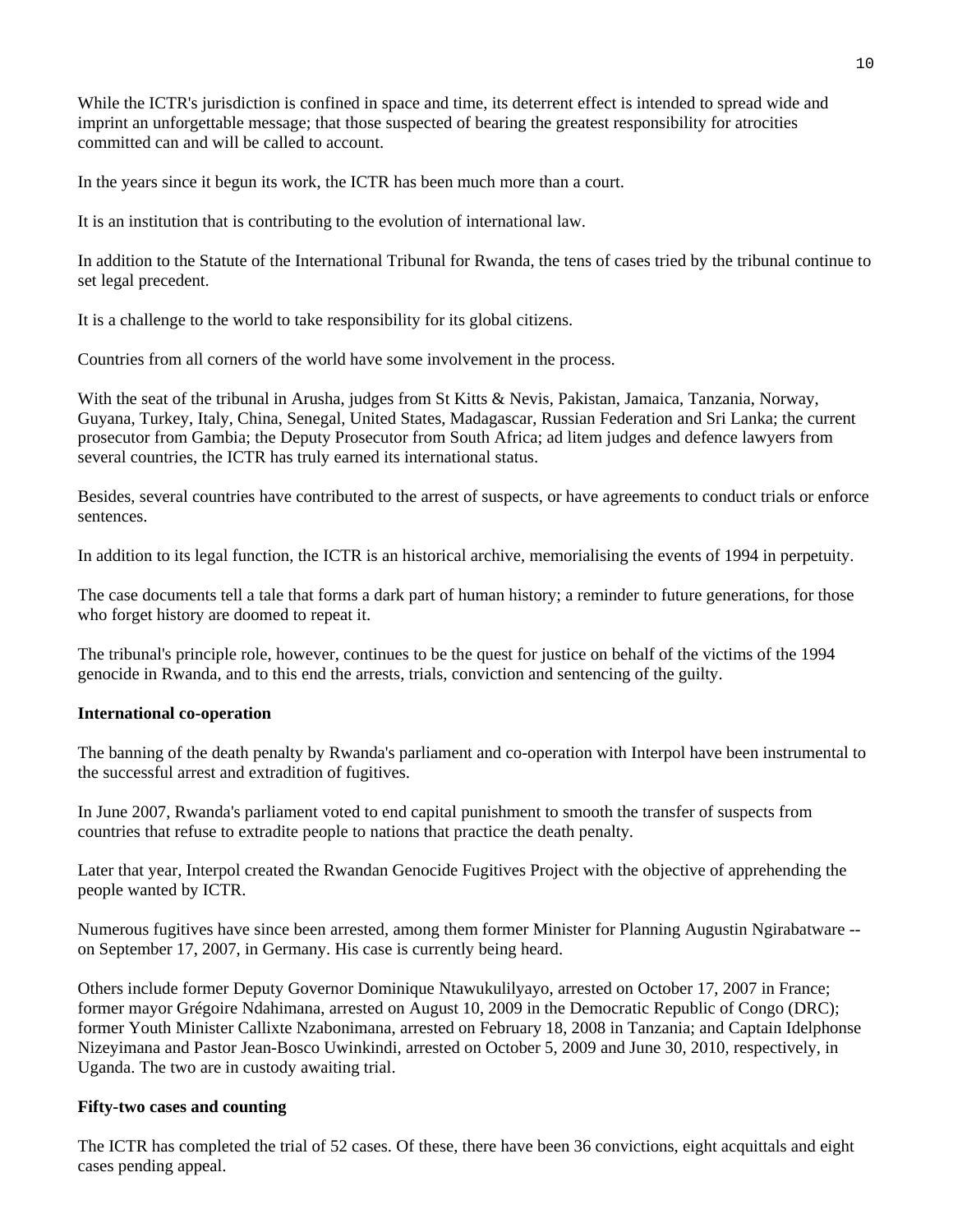While the ICTR's jurisdiction is confined in space and time, its deterrent effect is intended to spread wide and imprint an unforgettable message; that those suspected of bearing the greatest responsibility for atrocities committed can and will be called to account.

In the years since it begun its work, the ICTR has been much more than a court.

It is an institution that is contributing to the evolution of international law.

In addition to the Statute of the International Tribunal for Rwanda, the tens of cases tried by the tribunal continue to set legal precedent.

It is a challenge to the world to take responsibility for its global citizens.

Countries from all corners of the world have some involvement in the process.

With the seat of the tribunal in Arusha, judges from St Kitts & Nevis, Pakistan, Jamaica, Tanzania, Norway, Guyana, Turkey, Italy, China, Senegal, United States, Madagascar, Russian Federation and Sri Lanka; the current prosecutor from Gambia; the Deputy Prosecutor from South Africa; ad litem judges and defence lawyers from several countries, the ICTR has truly earned its international status.

Besides, several countries have contributed to the arrest of suspects, or have agreements to conduct trials or enforce sentences.

In addition to its legal function, the ICTR is an historical archive, memorialising the events of 1994 in perpetuity.

The case documents tell a tale that forms a dark part of human history; a reminder to future generations, for those who forget history are doomed to repeat it.

The tribunal's principle role, however, continues to be the quest for justice on behalf of the victims of the 1994 genocide in Rwanda, and to this end the arrests, trials, conviction and sentencing of the guilty.

**International co-operation**

The banning of the death penalty by Rwanda's parliament and co-operation with Interpol have been instrumental to the successful arrest and extradition of fugitives.

In June 2007, Rwanda's parliament voted to end capital punishment to smooth the transfer of suspects from countries that refuse to extradite people to nations that practice the death penalty.

Later that year, Interpol created the Rwandan Genocide Fugitives Project with the objective of apprehending the people wanted by ICTR.

Numerous fugitives have since been arrested, among them former Minister for Planning Augustin Ngirabatware -- on September 17, 2007, in Germany. His case is currently being heard.

Others include former Deputy Governor Dominique Ntawukulilyayo, arrested on October 17, 2007 in France; former mayor Grégoire Ndahimana, arrested on August 10, 2009 in the Democratic Republic of Congo (DRC); former Youth Minister Callixte Nzabonimana, arrested on February 18, 2008 in Tanzania; and Captain Idelphonse Nizeyimana and Pastor Jean-Bosco Uwinkindi, arrested on October 5, 2009 and June 30, 2010, respectively, in Uganda. The two are in custody awaiting trial.

**Fifty-two cases and counting**

The ICTR has completed the trial of 52 cases. Of these, there have been 36 convictions, eight acquittals and eight cases pending appeal.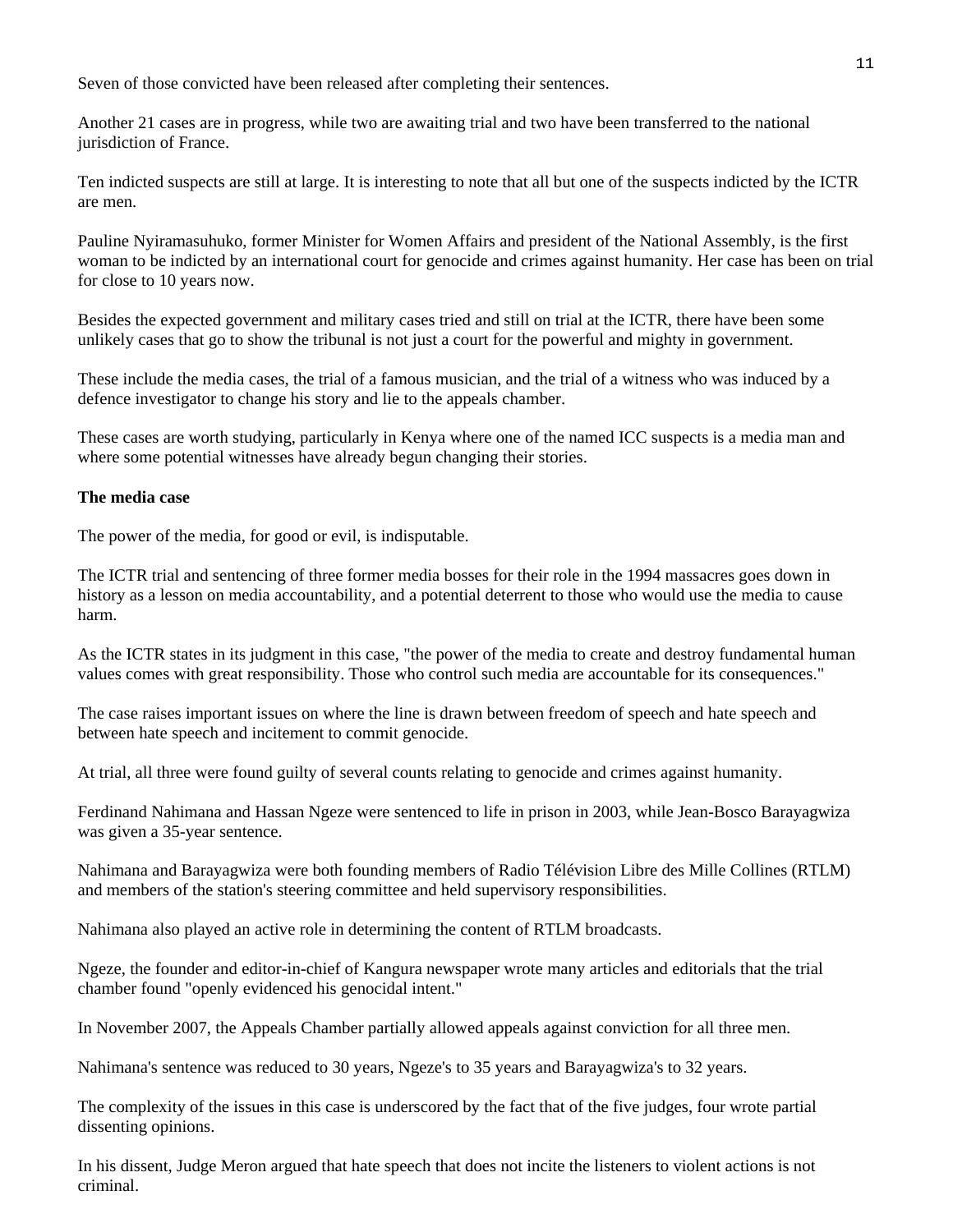Seven of those convicted have been released after completing their sentences.

Another 21 cases are in progress, while two are awaiting trial and two have been transferred to the national jurisdiction of France.

Ten indicted suspects are still at large. It is interesting to note that all but one of the suspects indicted by the ICTR are men.

Pauline Nyiramasuhuko, former Minister for Women Affairs and president of the National Assembly, is the first woman to be indicted by an international court for genocide and crimes against humanity. Her case has been on trial for close to 10 years now.

Besides the expected government and military cases tried and still on trial at the ICTR, there have been some unlikely cases that go to show the tribunal is not just a court for the powerful and mighty in government.

These include the media cases, the trial of a famous musician, and the trial of a witness who was induced by a defence investigator to change his story and lie to the appeals chamber.

These cases are worth studying, particularly in Kenya where one of the named ICC suspects is a media man and where some potential witnesses have already begun changing their stories.

**The media case**

The power of the media, for good or evil, is indisputable.

The ICTR trial and sentencing of three former media bosses for their role in the 1994 massacres goes down in history as a lesson on media accountability, and a potential deterrent to those who would use the media to cause harm.

As the ICTR states in its judgment in this case, "the power of the media to create and destroy fundamental human values comes with great responsibility. Those who control such media are accountable for its consequences."

The case raises important issues on where the line is drawn between freedom of speech and hate speech and between hate speech and incitement to commit genocide.

At trial, all three were found guilty of several counts relating to genocide and crimes against humanity.

Ferdinand Nahimana and Hassan Ngeze were sentenced to life in prison in 2003, while Jean-Bosco Barayagwiza was given a 35-year sentence.

Nahimana and Barayagwiza were both founding members of Radio Télévision Libre des Mille Collines (RTLM) and members of the station's steering committee and held supervisory responsibilities.

Nahimana also played an active role in determining the content of RTLM broadcasts.

Ngeze, the founder and editor-in-chief of Kangura newspaper wrote many articles and editorials that the trial chamber found "openly evidenced his genocidal intent."

In November 2007, the Appeals Chamber partially allowed appeals against conviction for all three men.

Nahimana's sentence was reduced to 30 years, Ngeze's to 35 years and Barayagwiza's to 32 years.

The complexity of the issues in this case is underscored by the fact that of the five judges, four wrote partial dissenting opinions.

In his dissent, Judge Meron argued that hate speech that does not incite the listeners to violent actions is not criminal.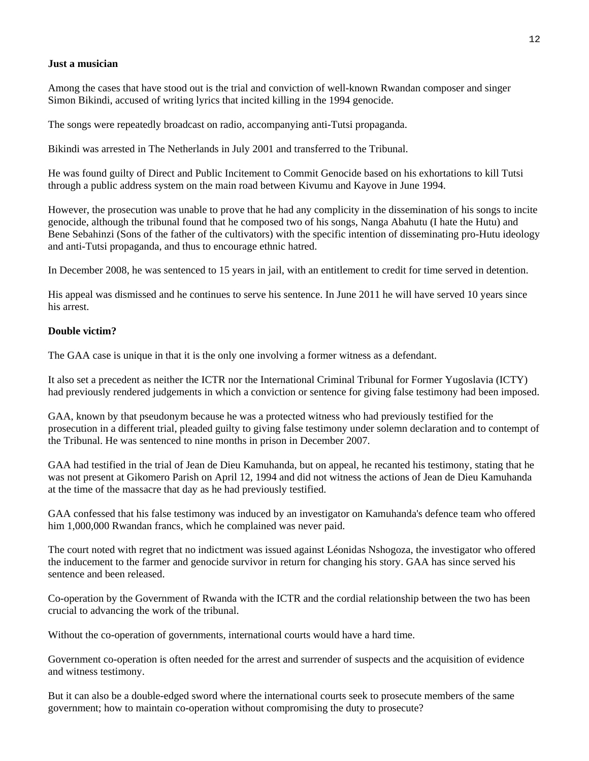**Just a musician**

Among the cases that have stood out is the trial and conviction of well-known Rwandan composer and singer Simon Bikindi, accused of writing lyrics that incited killing in the 1994 genocide.

The songs were repeatedly broadcast on radio, accompanying anti-Tutsi propaganda.

Bikindi was arrested in The Netherlands in July 2001 and transferred to the Tribunal.

He was found guilty of Direct and Public Incitement to Commit Genocide based on his exhortations to kill Tutsi through a public address system on the main road between Kivumu and Kayove in June 1994.

However, the prosecution was unable to prove that he had any complicity in the dissemination of his songs to incite genocide, although the tribunal found that he composed two of his songs, Nanga Abahutu (I hate the Hutu) and Bene Sebahinzi (Sons of the father of the cultivators) with the specific intention of disseminating pro-Hutu ideology and anti-Tutsi propaganda, and thus to encourage ethnic hatred.

In December 2008, he was sentenced to 15 years in jail, with an entitlement to credit for time served in detention.

His appeal was dismissed and he continues to serve his sentence. In June 2011 he will have served 10 years since his arrest.

**Double victim?**

The GAA case is unique in that it is the only one involving a former witness as a defendant.

It also set a precedent as neither the ICTR nor the International Criminal Tribunal for Former Yugoslavia (ICTY) had previously rendered judgements in which a conviction or sentence for giving false testimony had been imposed.

GAA, known by that pseudonym because he was a protected witness who had previously testified for the prosecution in a different trial, pleaded guilty to giving false testimony under solemn declaration and to contempt of the Tribunal. He was sentenced to nine months in prison in December 2007.

GAA had testified in the trial of Jean de Dieu Kamuhanda, but on appeal, he recanted his testimony, stating that he was not present at Gikomero Parish on April 12, 1994 and did not witness the actions of Jean de Dieu Kamuhanda at the time of the massacre that day as he had previously testified.

GAA confessed that his false testimony was induced by an investigator on Kamuhanda's defence team who offered him 1,000,000 Rwandan francs, which he complained was never paid.

The court noted with regret that no indictment was issued against Léonidas Nshogoza, the investigator who offered the inducement to the farmer and genocide survivor in return for changing his story. GAA has since served his sentence and been released.

Co-operation by the Government of Rwanda with the ICTR and the cordial relationship between the two has been crucial to advancing the work of the tribunal.

Without the co-operation of governments, international courts would have a hard time.

Government co-operation is often needed for the arrest and surrender of suspects and the acquisition of evidence and witness testimony.

But it can also be a double-edged sword where the international courts seek to prosecute members of the same government; how to maintain co-operation without compromising the duty to prosecute?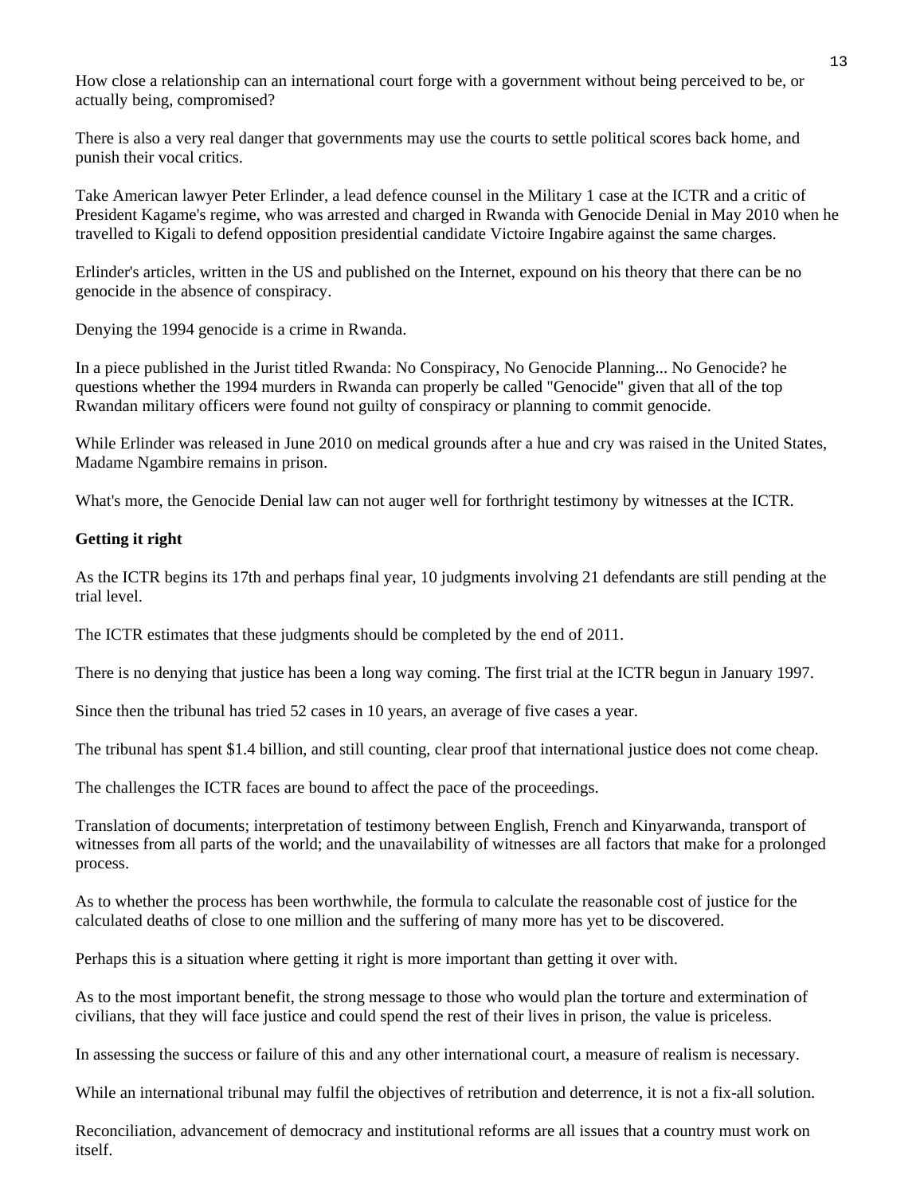How close a relationship can an international court forge with a government without being perceived to be, or actually being, compromised?

There is also a very real danger that governments may use the courts to settle political scores back home, and punish their vocal critics.

Take American lawyer Peter Erlinder, a lead defence counsel in the Military 1 case at the ICTR and a critic of President Kagame's regime, who was arrested and charged in Rwanda with Genocide Denial in May 2010 when he travelled to Kigali to defend opposition presidential candidate Victoire Ingabire against the same charges.

Erlinder's articles, written in the US and published on the Internet, expound on his theory that there can be no genocide in the absence of conspiracy.

Denying the 1994 genocide is a crime in Rwanda.

In a piece published in the Jurist titled Rwanda: No Conspiracy, No Genocide Planning... No Genocide? he questions whether the 1994 murders in Rwanda can properly be called "Genocide" given that all of the top Rwandan military officers were found not guilty of conspiracy or planning to commit genocide.

While Erlinder was released in June 2010 on medical grounds after a hue and cry was raised in the United States, Madame Ngambire remains in prison.

What's more, the Genocide Denial law can not auger well for forthright testimony by witnesses at the ICTR.

**Getting it right**

As the ICTR begins its 17th and perhaps final year, 10 judgments involving 21 defendants are still pending at the trial level.

The ICTR estimates that these judgments should be completed by the end of 2011.

There is no denying that justice has been a long way coming. The first trial at the ICTR begun in January 1997.

Since then the tribunal has tried 52 cases in 10 years, an average of five cases a year.

The tribunal has spent $1.4 billion, and still counting, clear proof that international justice does not come cheap.

The challenges the ICTR faces are bound to affect the pace of the proceedings.

Translation of documents; interpretation of testimony between English, French and Kinyarwanda, transport of witnesses from all parts of the world; and the unavailability of witnesses are all factors that make for a prolonged process.

As to whether the process has been worthwhile, the formula to calculate the reasonable cost of justice for the calculated deaths of close to one million and the suffering of many more has yet to be discovered.

Perhaps this is a situation where getting it right is more important than getting it over with.

As to the most important benefit, the strong message to those who would plan the torture and extermination of civilians, that they will face justice and could spend the rest of their lives in prison, the value is priceless.

In assessing the success or failure of this and any other international court, a measure of realism is necessary.

While an international tribunal may fulfil the objectives of retribution and deterrence, it is not a fix-all solution.

Reconciliation, advancement of democracy and institutional reforms are all issues that a country must work on itself.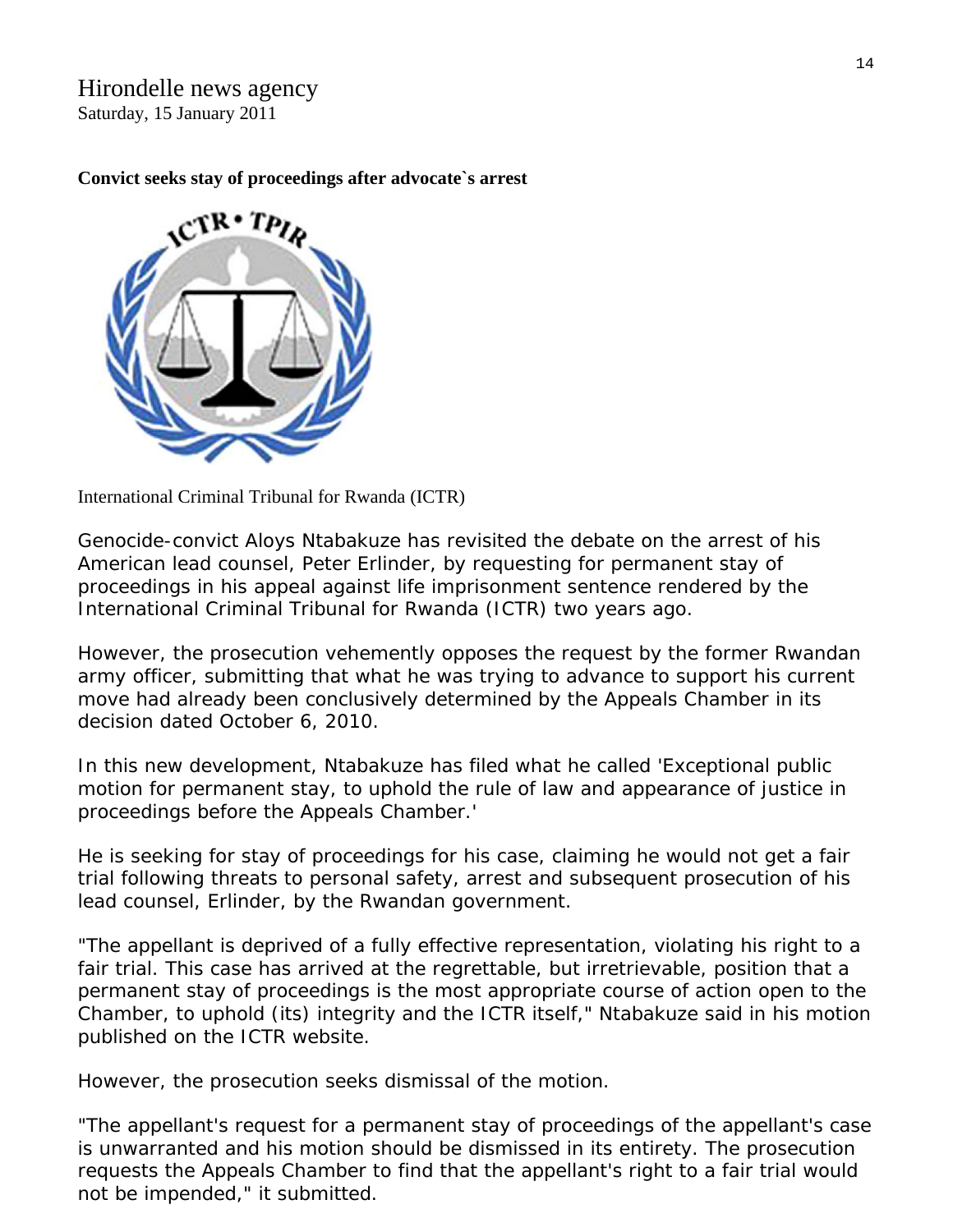Hirondelle news agency
Saturday, 15 January 2011

**Convict seeks stay of proceedings after advocate`s arrest**

International Criminal Tribunal for Rwanda (ICTR)

Genocide-convict Aloys Ntabakuze has revisited the debate on the arrest of his American lead counsel, Peter Erlinder, by requesting for permanent stay of proceedings in his appeal against life imprisonment sentence rendered by the International Criminal Tribunal for Rwanda (ICTR) two years ago.

However, the prosecution vehemently opposes the request by the former Rwandan army officer, submitting that what he was trying to advance to support his current move had already been conclusively determined by the Appeals Chamber in its decision dated October 6, 2010.

In this new development, Ntabakuze has filed what he called 'Exceptional public motion for permanent stay, to uphold the rule of law and appearance of justice in proceedings before the Appeals Chamber.'

He is seeking for stay of proceedings for his case, claiming he would not get a fair trial following threats to personal safety, arrest and subsequent prosecution of his lead counsel, Erlinder, by the Rwandan government.

"The appellant is deprived of a fully effective representation, violating his right to a fair trial. This case has arrived at the regrettable, but irretrievable, position that a permanent stay of proceedings is the most appropriate course of action open to the Chamber, to uphold (its) integrity and the ICTR itself," Ntabakuze said in his motion published on the ICTR website.

However, the prosecution seeks dismissal of the motion.

"The appellant's request for a permanent stay of proceedings of the appellant's case is unwarranted and his motion should be dismissed in its entirety. The prosecution requests the Appeals Chamber to find that the appellant's right to a fair trial would not be impended," it submitted.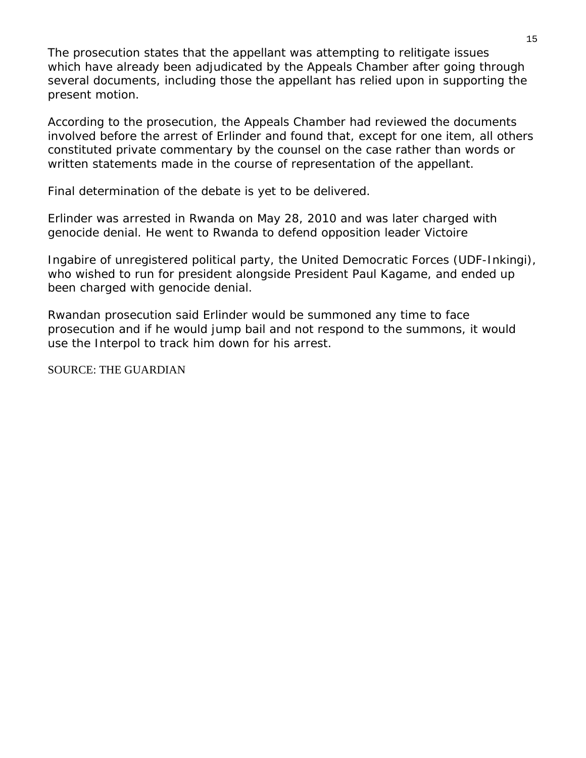The prosecution states that the appellant was attempting to relitigate issues which have already been adjudicated by the Appeals Chamber after going through several documents, including those the appellant has relied upon in supporting the present motion.

According to the prosecution, the Appeals Chamber had reviewed the documents involved before the arrest of Erlinder and found that, except for one item, all others constituted private commentary by the counsel on the case rather than words or written statements made in the course of representation of the appellant.

Final determination of the debate is yet to be delivered.

Erlinder was arrested in Rwanda on May 28, 2010 and was later charged with genocide denial. He went to Rwanda to defend opposition leader Victoire

Ingabire of unregistered political party, the United Democratic Forces (UDF-Inkingi), who wished to run for president alongside President Paul Kagame, and ended up been charged with genocide denial.

Rwandan prosecution said Erlinder would be summoned any time to face prosecution and if he would jump bail and not respond to the summons, it would use the Interpol to track him down for his arrest.

SOURCE: THE GUARDIAN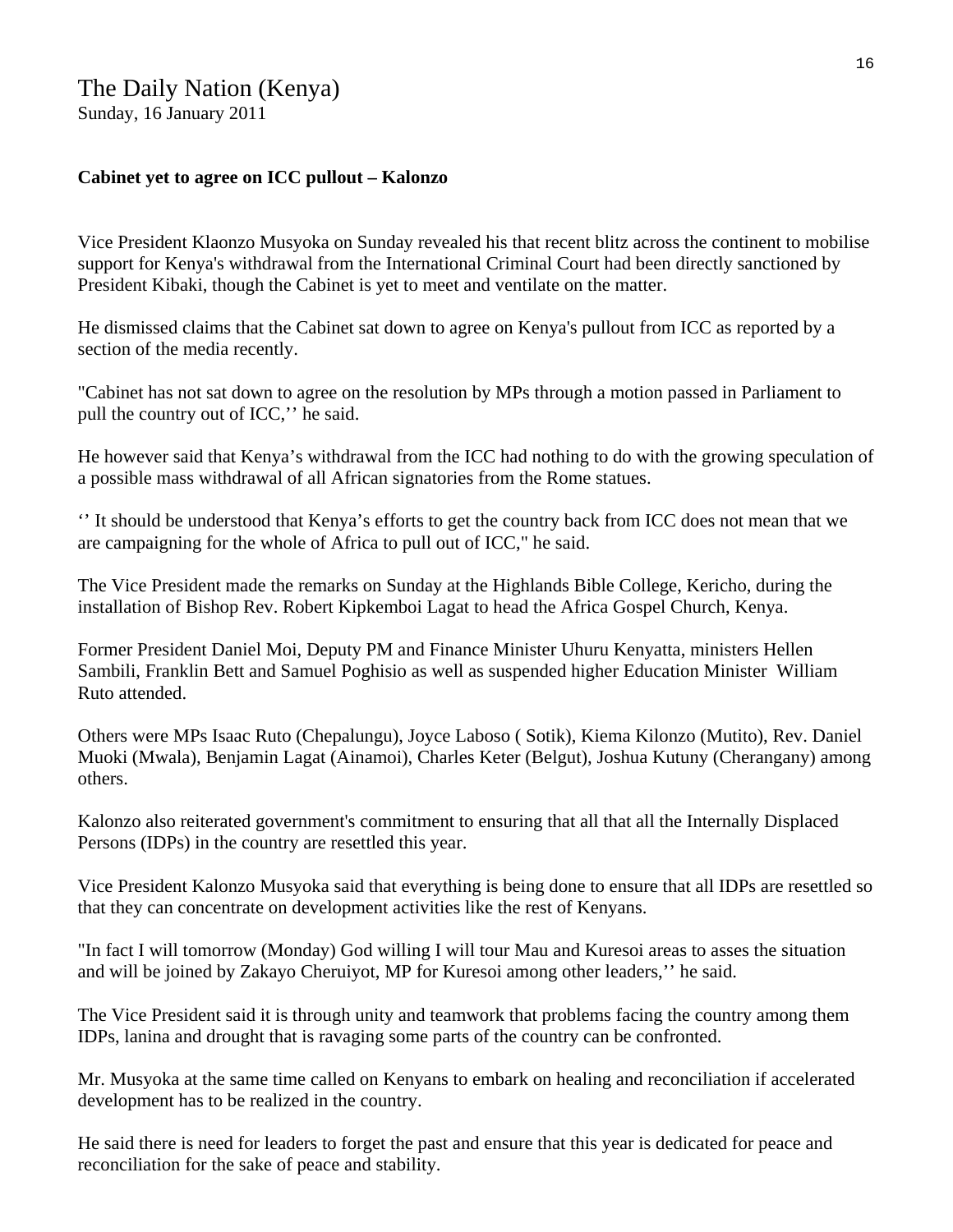# The Daily Nation (Kenya)

Sunday, 16 January 2011

**Cabinet yet to agree on ICC pullout – Kalonzo**

Vice President Klaonzo Musyoka on Sunday revealed his that recent blitz across the continent to mobilise support for Kenya's withdrawal from the International Criminal Court had been directly sanctioned by President Kibaki, though the Cabinet is yet to meet and ventilate on the matter.

He dismissed claims that the Cabinet sat down to agree on Kenya's pullout from ICC as reported by a section of the media recently.

"Cabinet has not sat down to agree on the resolution by MPs through a motion passed in Parliament to pull the country out of ICC,'' he said.

He however said that Kenya's withdrawal from the ICC had nothing to do with the growing speculation of a possible mass withdrawal of all African signatories from the Rome statues.

'' It should be understood that Kenya's efforts to get the country back from ICC does not mean that we are campaigning for the whole of Africa to pull out of ICC," he said.

The Vice President made the remarks on Sunday at the Highlands Bible College, Kericho, during the installation of Bishop Rev. Robert Kipkemboi Lagat to head the Africa Gospel Church, Kenya.

Former President Daniel Moi, Deputy PM and Finance Minister Uhuru Kenyatta, ministers Hellen Sambili, Franklin Bett and Samuel Poghisio as well as suspended higher Education Minister William Ruto attended.

Others were MPs Isaac Ruto (Chepalungu), Joyce Laboso ( Sotik), Kiema Kilonzo (Mutito), Rev. Daniel Muoki (Mwala), Benjamin Lagat (Ainamoi), Charles Keter (Belgut), Joshua Kutuny (Cherangany) among others.

Kalonzo also reiterated government's commitment to ensuring that all that all the Internally Displaced Persons (IDPs) in the country are resettled this year.

Vice President Kalonzo Musyoka said that everything is being done to ensure that all IDPs are resettled so that they can concentrate on development activities like the rest of Kenyans.

"In fact I will tomorrow (Monday) God willing I will tour Mau and Kuresoi areas to asses the situation and will be joined by Zakayo Cheruiyot, MP for Kuresoi among other leaders,'' he said.

The Vice President said it is through unity and teamwork that problems facing the country among them IDPs, lanina and drought that is ravaging some parts of the country can be confronted.

Mr. Musyoka at the same time called on Kenyans to embark on healing and reconciliation if accelerated development has to be realized in the country.

He said there is need for leaders to forget the past and ensure that this year is dedicated for peace and reconciliation for the sake of peace and stability.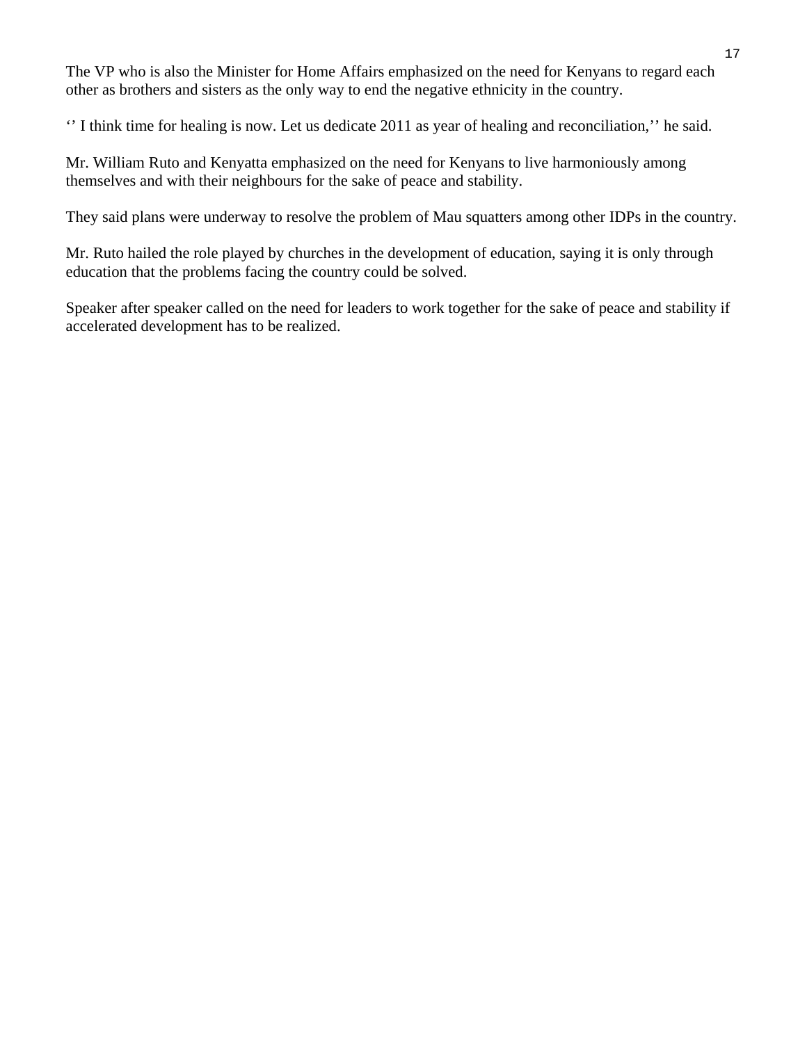The VP who is also the Minister for Home Affairs emphasized on the need for Kenyans to regard each other as brothers and sisters as the only way to end the negative ethnicity in the country.

‘’ I think time for healing is now. Let us dedicate 2011 as year of healing and reconciliation,’’ he said.

Mr. William Ruto and Kenyatta emphasized on the need for Kenyans to live harmoniously among themselves and with their neighbours for the sake of peace and stability.

They said plans were underway to resolve the problem of Mau squatters among other IDPs in the country.

Mr. Ruto hailed the role played by churches in the development of education, saying it is only through education that the problems facing the country could be solved.

Speaker after speaker called on the need for leaders to work together for the sake of peace and stability if accelerated development has to be realized.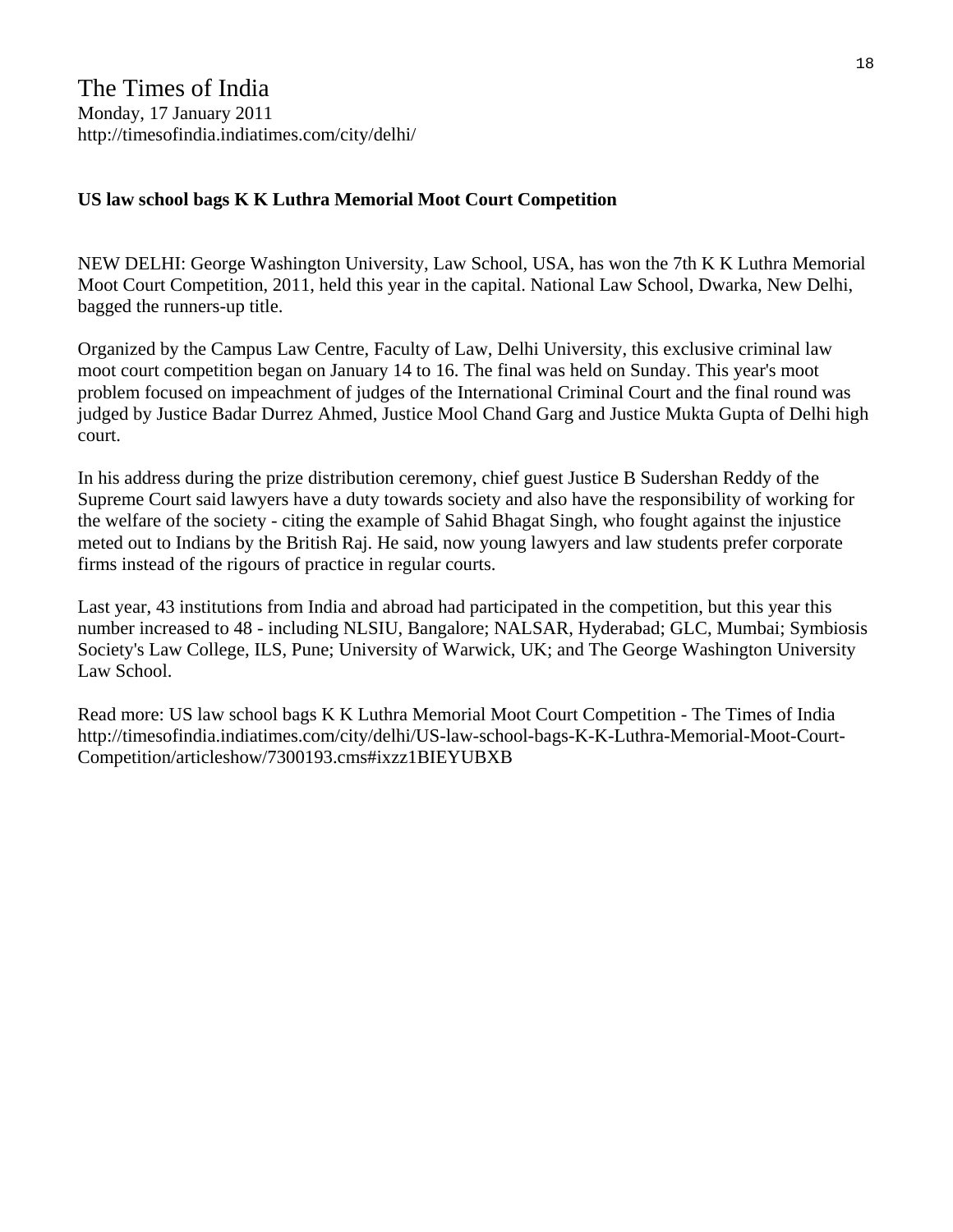The Times of India
Monday, 17 January 2011
http://timesofindia.indiatimes.com/city/delhi/

**US law school bags K K Luthra Memorial Moot Court Competition**

NEW DELHI: George Washington University, Law School, USA, has won the 7th K K Luthra Memorial Moot Court Competition, 2011, held this year in the capital. National Law School, Dwarka, New Delhi, bagged the runners-up title.

Organized by the Campus Law Centre, Faculty of Law, Delhi University, this exclusive criminal law moot court competition began on January 14 to 16. The final was held on Sunday. This year's moot problem focused on impeachment of judges of the International Criminal Court and the final round was judged by Justice Badar Durrez Ahmed, Justice Mool Chand Garg and Justice Mukta Gupta of Delhi high court.

In his address during the prize distribution ceremony, chief guest Justice B Sudershan Reddy of the Supreme Court said lawyers have a duty towards society and also have the responsibility of working for the welfare of the society - citing the example of Sahid Bhagat Singh, who fought against the injustice meted out to Indians by the British Raj. He said, now young lawyers and law students prefer corporate firms instead of the rigours of practice in regular courts.

Last year, 43 institutions from India and abroad had participated in the competition, but this year this number increased to 48 - including NLSIU, Bangalore; NALSAR, Hyderabad; GLC, Mumbai; Symbiosis Society's Law College, ILS, Pune; University of Warwick, UK; and The George Washington University Law School.

Read more: US law school bags K K Luthra Memorial Moot Court Competition - The Times of India
http://timesofindia.indiatimes.com/city/delhi/US-law-school-bags-K-K-Luthra-Memorial-Moot-Court-Competition/articleshow/7300193.cms#ixzz1BIEYUBXB